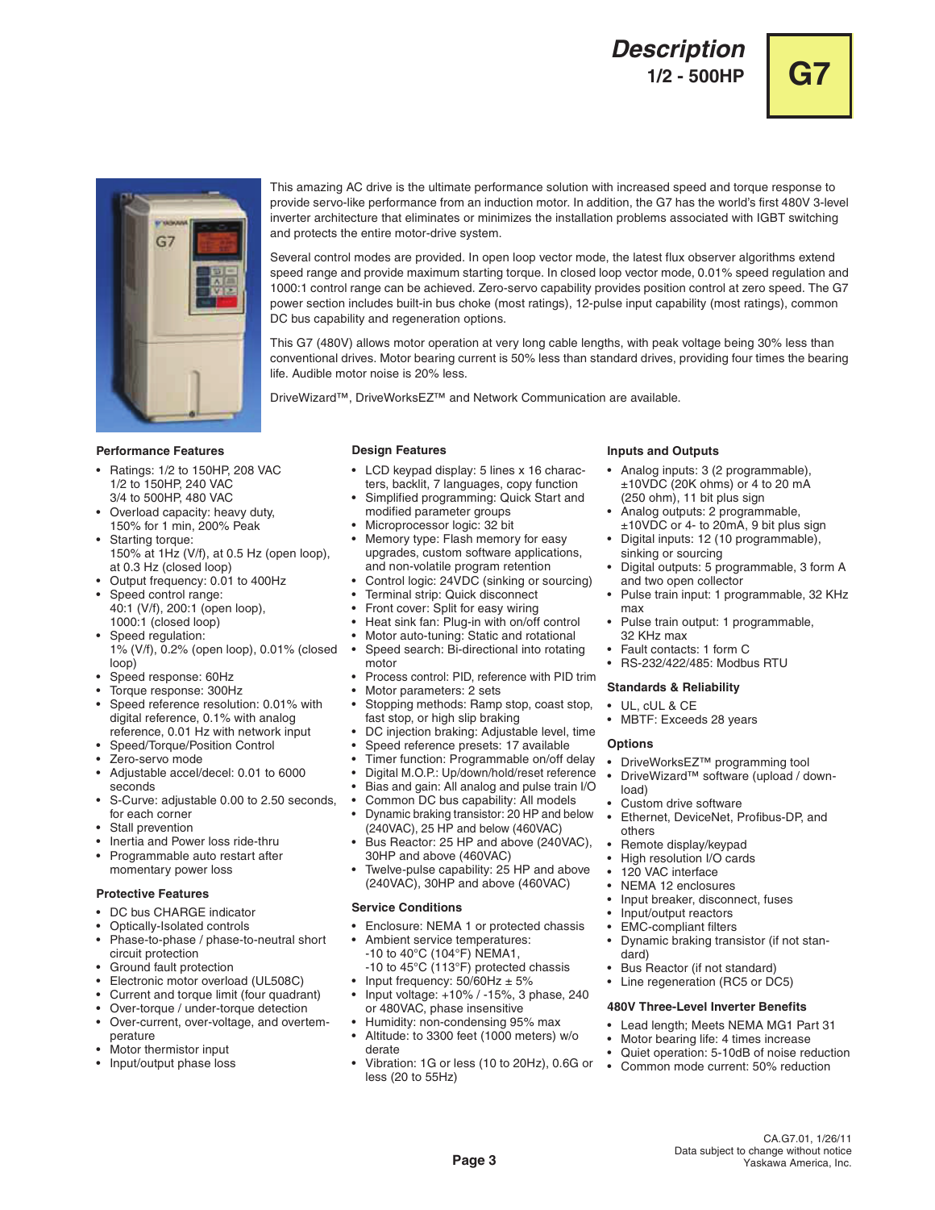# Description

## 1/2 - 500HP

**G7**

This amazing AC drive is the ultimate performance solution with increased speed and torque response to provide servo-like performance from an induction motor. In addition, the G7 has the world's first 480V 3-level inverter architecture that eliminates or minimizes the installation problems associated with IGBT switching and protects the entire motor-drive system.

Several control modes are provided. In open loop vector mode, the latest flux observer algorithms extend speed range and provide maximum starting torque. In closed loop vector mode, 0.01% speed regulation and 1000:1 control range can be achieved. Zero-servo capability provides position control at zero speed. The G7 power section includes built-in bus choke (most ratings), 12-pulse input capability (most ratings), common DC bus capability and regeneration options.

This G7 (480V) allows motor operation at very long cable lengths, with peak voltage being 30% less than conventional drives. Motor bearing current is 50% less than standard drives, providing four times the bearing life. Audible motor noise is 20% less.

DriveWizard™, DriveWorksEZ™ and Network Communication are available.

### Performance Features

- Ratings: 1/2 to 150HP, 208 VAC
  1/2 to 150HP, 240 VAC
  3/4 to 500HP, 480 VAC
- Overload capacity: heavy duty, 150% for 1 min, 200% Peak
- Starting torque:
  150% at 1Hz (V/f), at 0.5 Hz (open loop), at 0.3 Hz (closed loop)
- Output frequency: 0.01 to 400Hz
- Speed control range:
  40:1 (V/f), 200:1 (open loop), 1000:1 (closed loop)
- Speed regulation:
  1% (V/f), 0.2% (open loop), 0.01% (closed loop)
- Speed response: 60Hz
- Torque response: 300Hz
- Speed reference resolution: 0.01% with digital reference, 0.1% with analog reference, 0.01 Hz with network input
- Speed/Torque/Position Control
- Zero-servo mode
- Adjustable accel/decel: 0.01 to 6000 seconds
- S-Curve: adjustable 0.00 to 2.50 seconds, for each corner
- Stall prevention
- Inertia and Power loss ride-thru
- Programmable auto restart after momentary power loss

### Protective Features

- DC bus CHARGE indicator
- Optically-Isolated controls
- Phase-to-phase / phase-to-neutral short circuit protection
- Ground fault protection
- Electronic motor overload (UL508C)
- Current and torque limit (four quadrant)
- Over-torque / under-torque detection
- Over-current, over-voltage, and overtemperature
- Motor thermistor input
- Input/output phase loss

### Design Features

- LCD keypad display: 5 lines x 16 characters, backlit, 7 languages, copy function
- Simplified programming: Quick Start and modified parameter groups
- Microprocessor logic: 32 bit
- Memory type: Flash memory for easy upgrades, custom software applications, and non-volatile program retention
- Control logic: 24VDC (sinking or sourcing)
- Terminal strip: Quick disconnect
- Front cover: Split for easy wiring
- Heat sink fan: Plug-in with on/off control
- Motor auto-tuning: Static and rotational
- Speed search: Bi-directional into rotating motor
- Process control: PID, reference with PID trim
- Motor parameters: 2 sets
- Stopping methods: Ramp stop, coast stop, fast stop, or high slip braking
- DC injection braking: Adjustable level, time
- Speed reference presets: 17 available
- Timer function: Programmable on/off delay
- Digital M.O.P.: Up/down/hold/reset reference
- Bias and gain: All analog and pulse train I/O
- Common DC bus capability: All models
- Dynamic braking transistor: 20 HP and below (240VAC), 25 HP and below (460VAC)
- Bus Reactor: 25 HP and above (240VAC), 30HP and above (460VAC)
- Twelve-pulse capability: 25 HP and above (240VAC), 30HP and above (460VAC)

### Service Conditions

- Enclosure: NEMA 1 or protected chassis
- Ambient service temperatures:
  -10 to 40°C (104°F) NEMA1,
  -10 to 45°C (113°F) protected chassis
- Input frequency: 50/60Hz ± 5%
- Input voltage: +10% / -15%, 3 phase, 240 or 480VAC, phase insensitive
- Humidity: non-condensing 95% max
- Altitude: to 3300 feet (1000 meters) w/o derate
- Vibration: 1G or less (10 to 20Hz), 0.6G or less (20 to 55Hz)

### Inputs and Outputs

- Analog inputs: 3 (2 programmable), ±10VDC (20K ohms) or 4 to 20 mA (250 ohm), 11 bit plus sign
- Analog outputs: 2 programmable, ±10VDC or 4- to 20mA, 9 bit plus sign
- Digital inputs: 12 (10 programmable), sinking or sourcing
- Digital outputs: 5 programmable, 3 form A and two open collector
- Pulse train input: 1 programmable, 32 KHz max
- Pulse train output: 1 programmable, 32 KHz max
- Fault contacts: 1 form C
- RS-232/422/485: Modbus RTU

### Standards & Reliability

- UL, cUL & CE
- MBTF: Exceeds 28 years

### Options

- DriveWorksEZ™ programming tool
- DriveWizard™ software (upload / download)
- Custom drive software
- Ethernet, DeviceNet, Profibus-DP, and others
- Remote display/keypad
- High resolution I/O cards
- 120 VAC interface
- NEMA 12 enclosures
- Input breaker, disconnect, fuses
- Input/output reactors
- EMC-compliant filters
- Dynamic braking transistor (if not standard)
- Bus Reactor (if not standard)
- Line regeneration (RC5 or DC5)

### 480V Three-Level Inverter Benefits

- Lead length; Meets NEMA MG1 Part 31
- Motor bearing life: 4 times increase
- Quiet operation: 5-10dB of noise reduction
- Common mode current: 50% reduction

CA.G7.01, 1/26/11
Data subject to change without notice
Yaskawa America, Inc.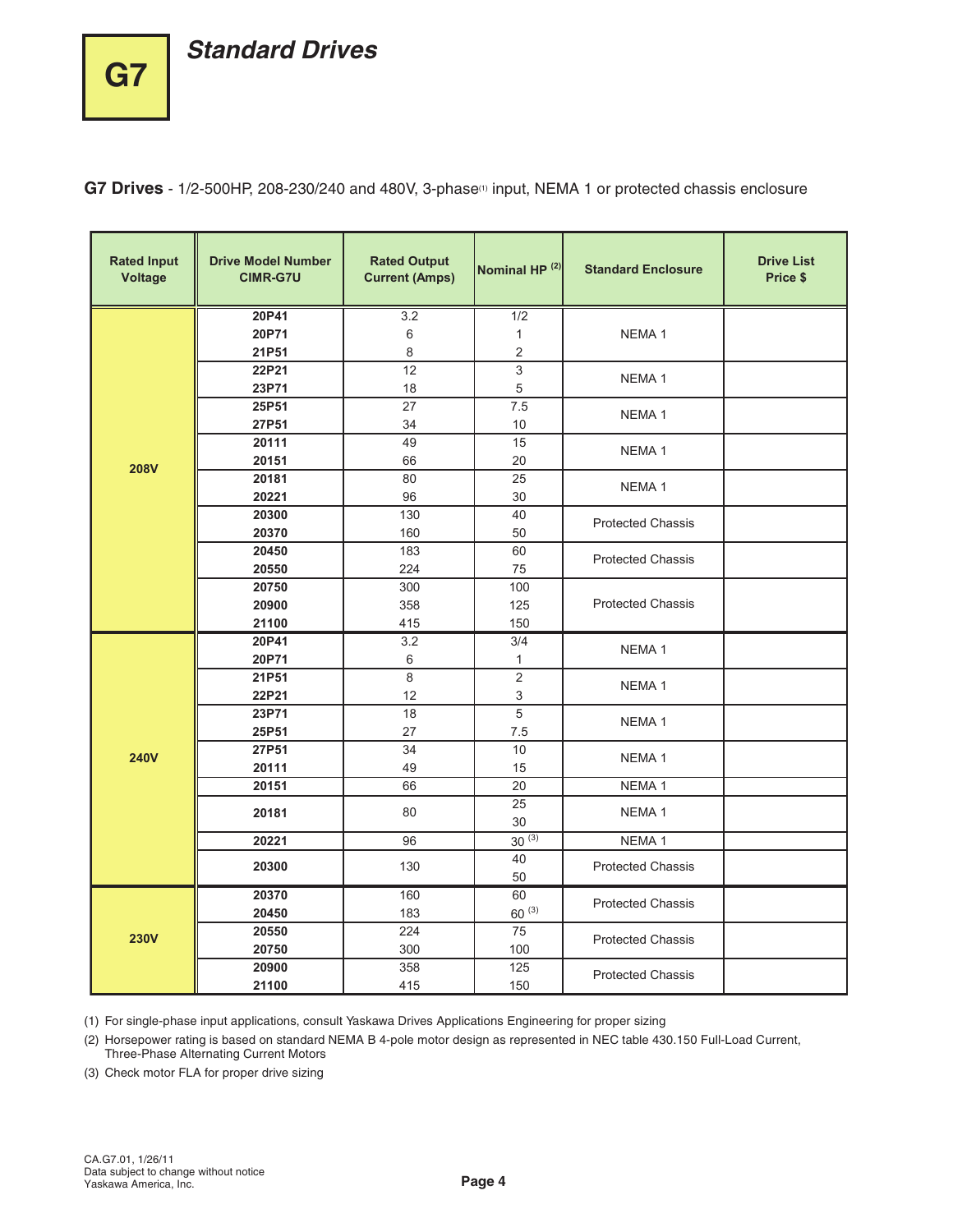# G7

## Standard Drives

**G7 Drives** - 1/2-500HP, 208-230/240 and 480V, 3-phase[1] input, NEMA 1 or protected chassis enclosure

| Rated Input Voltage | Drive Model Number CIMR-G7U | Rated Output Current (Amps) | Nominal HP [2] | Standard Enclosure | Drive List Price $ |
|---|---|---|---|---|---|
| 208V | **20P41** | 3.2 | 1/2 | NEMA 1 | |
| | **20P71** | 6 | 1 | | |
| | **21P51** | 8 | 2 | | |
| | **22P21** | 12 | 3 | NEMA 1 | |
| | **23P71** | 18 | 5 | | |
| | **25P51** | 27 | 7.5 | NEMA 1 | |
| | **27P51** | 34 | 10 | | |
| | **20111** | 49 | 15 | NEMA 1 | |
| | **20151** | 66 | 20 | | |
| | **20181** | 80 | 25 | NEMA 1 | |
| | **20221** | 96 | 30 | | |
| | **20300** | 130 | 40 | Protected Chassis | |
| | **20370** | 160 | 50 | | |
| | **20450** | 183 | 60 | Protected Chassis | |
| | **20550** | 224 | 75 | | |
| | **20750** | 300 | 100 | Protected Chassis | |
| | **20900** | 358 | 125 | | |
| | **21100** | 415 | 150 | | |
| 240V | **20P41** | 3.2 | 3/4 | NEMA 1 | |
| | **20P71** | 6 | 1 | | |
| | **21P51** | 8 | 2 | NEMA 1 | |
| | **22P21** | 12 | 3 | | |
| | **23P71** | 18 | 5 | NEMA 1 | |
| | **25P51** | 27 | 7.5 | | |
| | **27P51** | 34 | 10 | NEMA 1 | |
| | **20111** | 49 | 15 | | |
| | **20151** | 66 | 20 | NEMA 1 | |
| | **20181** | 80 | 25<br>30 | NEMA 1 | |
| | **20221** | 96 | 30 [3] | NEMA 1 | |
| | **20300** | 130 | 40<br>50 | Protected Chassis | |
| 230V | **20370** | 160 | 60 | Protected Chassis | |
| | **20450** | 183 | 60 [3] | | |
| | **20550** | 224 | 75 | Protected Chassis | |
| | **20750** | 300 | 100 | | |
| | **20900** | 358 | 125 | Protected Chassis | |
| | **21100** | 415 | 150 | | |

(1) For single-phase input applications, consult Yaskawa Drives Applications Engineering for proper sizing

(2) Horsepower rating is based on standard NEMA B 4-pole motor design as represented in NEC table 430.150 Full-Load Current, Three-Phase Alternating Current Motors

(3) Check motor FLA for proper drive sizing

CA.G7.01, 1/26/11
Data subject to change without notice
Yaskawa America, Inc.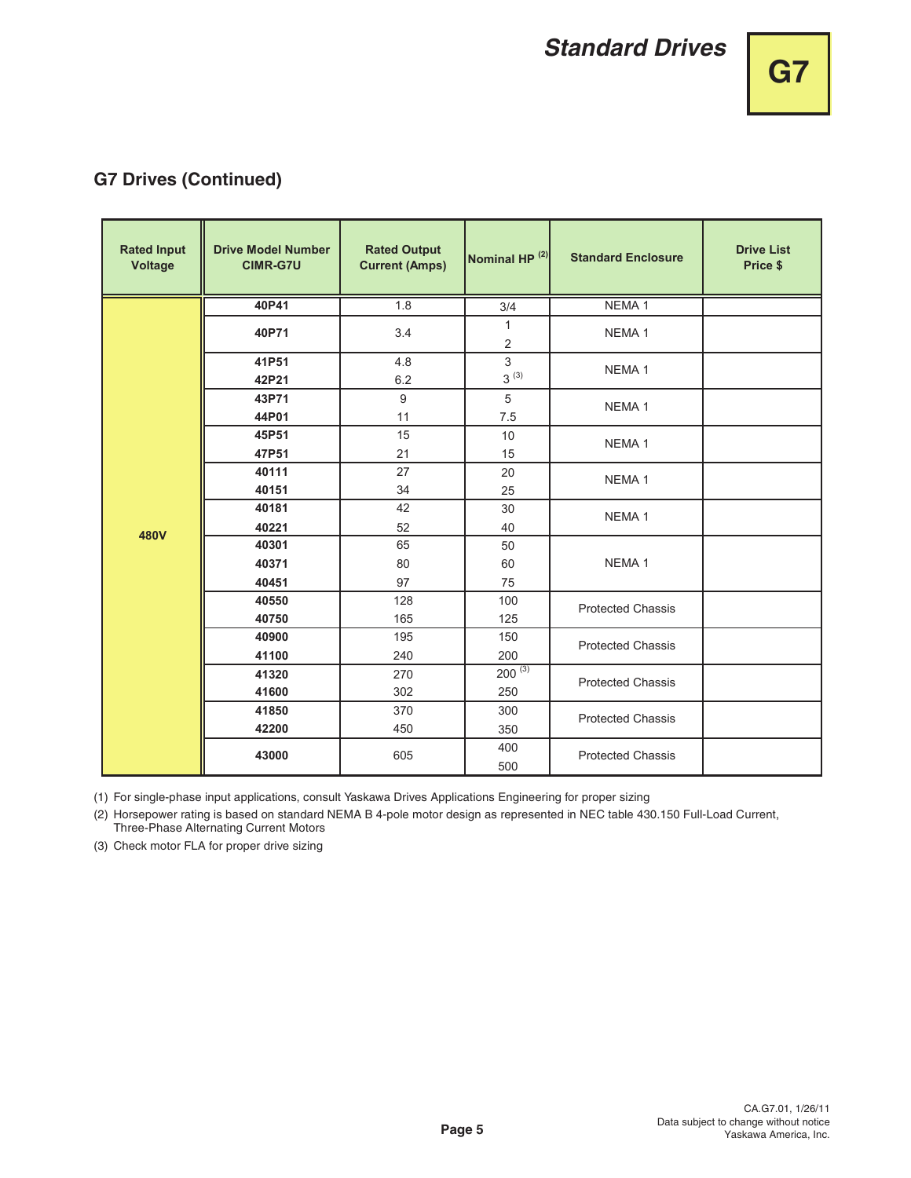## G7 Drives (Continued)

| Rated Input Voltage | Drive Model Number CIMR-G7U | Rated Output Current (Amps) | Nominal HP [2] | Standard Enclosure | Drive List Price $ |
|---|---|---|---|---|---|
| 480V | 40P41 | 1.8 | 3/4 | NEMA 1 | |
| | 40P71 | 3.4 | 1<br>2 | NEMA 1 | |
| | 41P51<br>42P21 | 4.8<br>6.2 | 3<br>3 [3] | NEMA 1 | |
| | 43P71<br>44P01 | 9<br>11 | 5<br>7.5 | NEMA 1 | |
| | 45P51<br>47P51 | 15<br>21 | 10<br>15 | NEMA 1 | |
| | 40111<br>40151 | 27<br>34 | 20<br>25 | NEMA 1 | |
| | 40181<br>40221 | 42<br>52 | 30<br>40 | NEMA 1 | |
| | 40301<br>40371<br>40451 | 65<br>80<br>97 | 50<br>60<br>75 | NEMA 1 | |
| | 40550<br>40750 | 128<br>165 | 100<br>125 | Protected Chassis | |
| | 40900<br>41100 | 195<br>240 | 150<br>200 | Protected Chassis | |
| | 41320<br>41600 | 270<br>302 | 200 [3]<br>250 | Protected Chassis | |
| | 41850<br>42200 | 370<br>450 | 300<br>350 | Protected Chassis | |
| | 43000 | 605 | 400<br>500 | Protected Chassis | |

(1) For single-phase input applications, consult Yaskawa Drives Applications Engineering for proper sizing

(2) Horsepower rating is based on standard NEMA B 4-pole motor design as represented in NEC table 430.150 Full-Load Current, Three-Phase Alternating Current Motors

(3) Check motor FLA for proper drive sizing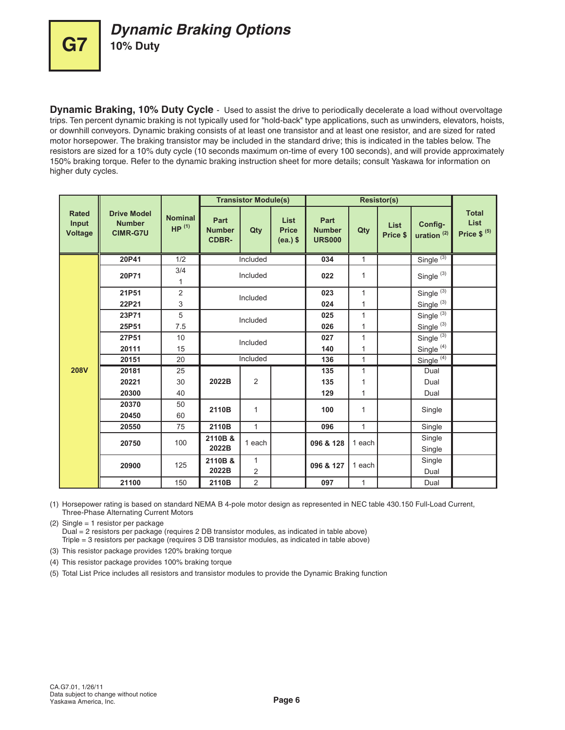# G7 Dynamic Braking Options

## 10% Duty

**Dynamic Braking, 10% Duty Cycle** - Used to assist the drive to periodically decelerate a load without overvoltage trips. Ten percent dynamic braking is not typically used for "hold-back" type applications, such as unwinders, elevators, hoists, or downhill conveyors. Dynamic braking consists of at least one transistor and at least one resistor, and are sized for rated motor horsepower. The braking transistor may be included in the standard drive; this is indicated in the tables below. The resistors are sized for a 10% duty cycle (10 seconds maximum on-time of every 100 seconds), and will provide approximately 150% braking torque. Refer to the dynamic braking instruction sheet for more details; consult Yaskawa for information on higher duty cycles.

| Rated Input Voltage | Drive Model Number CIMR-G7U | Nominal HP (1) | Transistor Module(s) | | | Resistor(s) | | | | Total List Price $ (5) |
|---|---|---|---|---|---|---|---|---|---|---|
| | | | Part Number CDBR- | Qty | List Price (ea.) $ | Part Number URS000 | Qty | List Price $ | Configuration (2) | |
| 208V | 20P41 | 1/2 | Included | | | 034 | 1 | | Single (3) | |
| | 20P71 | 3/4<br>1 | Included | | | 022 | 1 | | Single (3) | |
| | 21P51 | 2 | Included | | | 023 | 1 | | Single (3) | |
| | 22P21 | 3 | | | | 024 | 1 | | Single (3) | |
| | 23P71 | 5 | Included | | | 025 | 1 | | Single (3) | |
| | 25P51 | 7.5 | | | | 026 | 1 | | Single (3) | |
| | 27P51 | 10 | Included | | | 027 | 1 | | Single (3) | |
| | 20111 | 15 | | | | 140 | 1 | | Single (4) | |
| | 20151 | 20 | Included | | | 136 | 1 | | Single (4) | |
| | 20181 | 25 | 2022B | 2 | | 135 | 1 | | Dual | |
| | 20221 | 30 | | | | 135 | 1 | | Dual | |
| | 20300 | 40 | | | | 129 | 1 | | Dual | |
| | 20370 | 50 | 2110B | 1 | | 100 | 1 | | Single | |
| | 20450 | 60 | | | | | | | | |
| | 20550 | 75 | 2110B | 1 | | 096 | 1 | | Single | |
| | 20750 | 100 | 2110B & 2022B | 1 each | | 096 & 128 | 1 each | | Single<br>Single | |
| | 20900 | 125 | 2110B & 2022B | 1<br>2 | | 096 & 127 | 1 each | | Single<br>Dual | |
| | 21100 | 150 | 2110B | 2 | | 097 | 1 | | Dual | |

(1) Horsepower rating is based on standard NEMA B 4-pole motor design as represented in NEC table 430.150 Full-Load Current, Three-Phase Alternating Current Motors

(2) Single = 1 resistor per package
Dual = 2 resistors per package (requires 2 DB transistor modules, as indicated in table above)
Triple = 3 resistors per package (requires 3 DB transistor modules, as indicated in table above)

(3) This resistor package provides 120% braking torque

(4) This resistor package provides 100% braking torque

(5) Total List Price includes all resistors and transistor modules to provide the Dynamic Braking function

CA.G7.01, 1/26/11
Data subject to change without notice
Yaskawa America, Inc.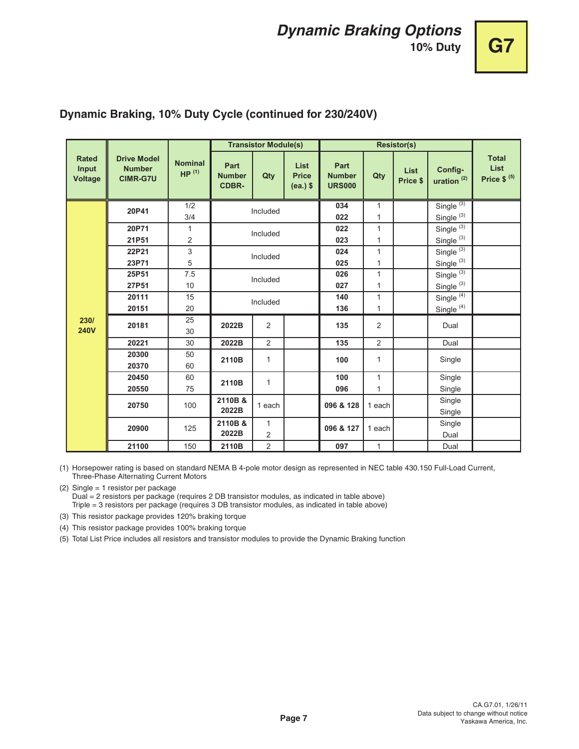# Dynamic Braking Options

## 10% Duty

### Dynamic Braking, 10% Duty Cycle (continued for 230/240V)

| Rated Input Voltage | Drive Model Number CIMR-G7U | Nominal HP (1) | Transistor Module(s) | | | Resistor(s) | | | | Total List Price $ (5) |
|---|---|---|---|---|---|---|---|---|---|---|
| | | | Part Number CDBR- | Qty | List Price (ea.) $ | Part Number URS000 | Qty | List Price $ | Configuration (2) | |
| 230/240V | 20P41 | 1/2<br>3/4 | Included | | | 034<br>022 | 1<br>1 | | Single (3)<br>Single (3) | |
| | 20P71<br>21P51 | 1<br>2 | Included | | | 022<br>023 | 1<br>1 | | Single (3)<br>Single (3) | |
| | 22P21<br>23P71 | 3<br>5 | Included | | | 024<br>025 | 1<br>1 | | Single (3)<br>Single (3) | |
| | 25P51<br>27P51 | 7.5<br>10 | Included | | | 026<br>027 | 1<br>1 | | Single (3)<br>Single (3) | |
| | 20111<br>20151 | 15<br>20 | Included | | | 140<br>136 | 1<br>1 | | Single (4)<br>Single (4) | |
| | 20181 | 25<br>30 | 2022B | 2 | | 135 | 2 | | Dual | |
| | 20221 | 30 | 2022B | 2 | | 135 | 2 | | Dual | |
| | 20300<br>20370 | 50<br>60 | 2110B | 1 | | 100 | 1 | | Single | |
| | 20450<br>20550 | 60<br>75 | 2110B | 1 | | 100<br>096 | 1<br>1 | | Single<br>Single | |
| | 20750 | 100 | 2110B & 2022B | 1 each | | 096 & 128 | 1 each | | Single<br>Single | |
| | 20900 | 125 | 2110B & 2022B | 1<br>2 | | 096 & 127 | 1 each | | Single<br>Dual | |
| | 21100 | 150 | 2110B | 2 | | 097 | 1 | | Dual | |

(1) Horsepower rating is based on standard NEMA B 4-pole motor design as represented in NEC table 430.150 Full-Load Current, Three-Phase Alternating Current Motors

(2) Single = 1 resistor per package
Dual = 2 resistors per package (requires 2 DB transistor modules, as indicated in table above)
Triple = 3 resistors per package (requires 3 DB transistor modules, as indicated in table above)

(3) This resistor package provides 120% braking torque

(4) This resistor package provides 100% braking torque

(5) Total List Price includes all resistors and transistor modules to provide the Dynamic Braking function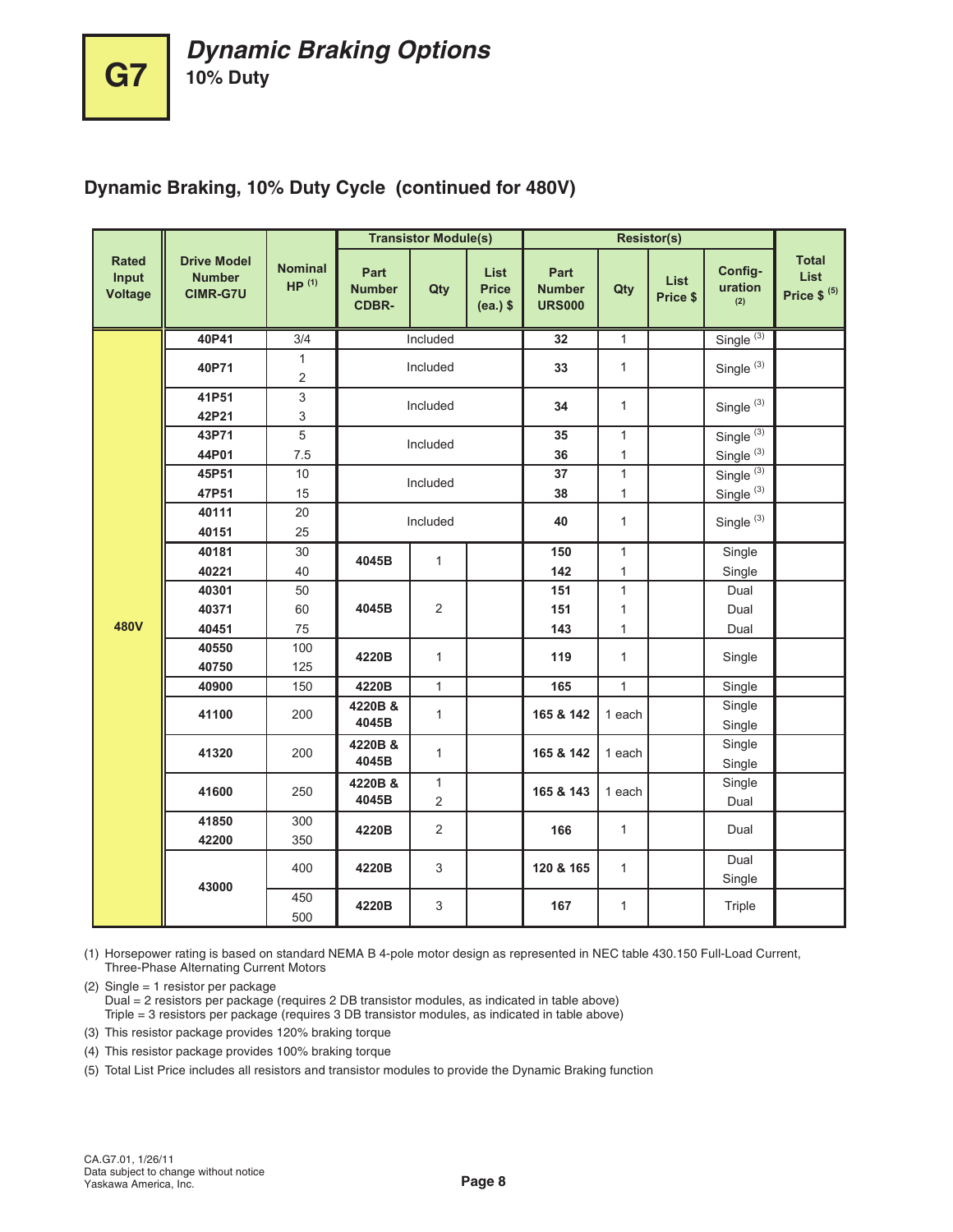# G7 Dynamic Braking Options

## 10% Duty

### Dynamic Braking, 10% Duty Cycle (continued for 480V)

| Rated Input Voltage | Drive Model Number CIMR-G7U | Nominal HP (1) | Transistor Module(s) | | | Resistor(s) | | | | Total List Price $ (5) |
|---|---|---|---|---|---|---|---|---|---|---|
| | | | Part Number CDBR- | Qty | List Price (ea.) $ | Part Number URS000 | Qty | List Price $ | Configuration (2) | |
| 480V | 40P41 | 3/4 | Included | | | 32 | 1 | | Single (3) | |
| | 40P71 | 1<br>2 | Included | | | 33 | 1 | | Single (3) | |
| | 41P51<br>42P21 | 3<br>3 | Included | | | 34 | 1 | | Single (3) | |
| | 43P71<br>44P01 | 5<br>7.5 | Included | | | 35<br>36 | 1<br>1 | | Single (3)<br>Single (3) | |
| | 45P51<br>47P51 | 10<br>15 | Included | | | 37<br>38 | 1<br>1 | | Single (3)<br>Single (3) | |
| | 40111<br>40151 | 20<br>25 | Included | | | 40 | 1 | | Single (3) | |
| | 40181<br>40221 | 30<br>40 | 4045B | 1 | | 150<br>142 | 1<br>1 | | Single<br>Single | |
| | 40301<br>40371<br>40451 | 50<br>60<br>75 | 4045B | 2 | | 151<br>151<br>143 | 1<br>1<br>1 | | Dual<br>Dual<br>Dual | |
| | 40550<br>40750 | 100<br>125 | 4220B | 1 | | 119 | 1 | | Single | |
| | 40900 | 150 | 4220B | 1 | | 165 | 1 | | Single | |
| | 41100 | 200 | 4220B & 4045B | 1 | | 165 & 142 | 1 each | | Single<br>Single | |
| | 41320 | 200 | 4220B & 4045B | 1 | | 165 & 142 | 1 each | | Single<br>Single | |
| | 41600 | 250 | 4220B & 4045B | 1<br>2 | | 165 & 143 | 1 each | | Single<br>Dual | |
| | 41850<br>42200 | 300<br>350 | 4220B | 2 | | 166 | 1 | | Dual | |
| | 43000 | 400 | 4220B | 3 | | 120 & 165 | 1 | | Dual<br>Single | |
| | | 450<br>500 | 4220B | 3 | | 167 | 1 | | Triple | |

(1) Horsepower rating is based on standard NEMA B 4-pole motor design as represented in NEC table 430.150 Full-Load Current, Three-Phase Alternating Current Motors

(2) Single = 1 resistor per package
Dual = 2 resistors per package (requires 2 DB transistor modules, as indicated in table above)
Triple = 3 resistors per package (requires 3 DB transistor modules, as indicated in table above)

(3) This resistor package provides 120% braking torque

(4) This resistor package provides 100% braking torque

(5) Total List Price includes all resistors and transistor modules to provide the Dynamic Braking function

CA.G7.01, 1/26/11
Data subject to change without notice
Yaskawa America, Inc.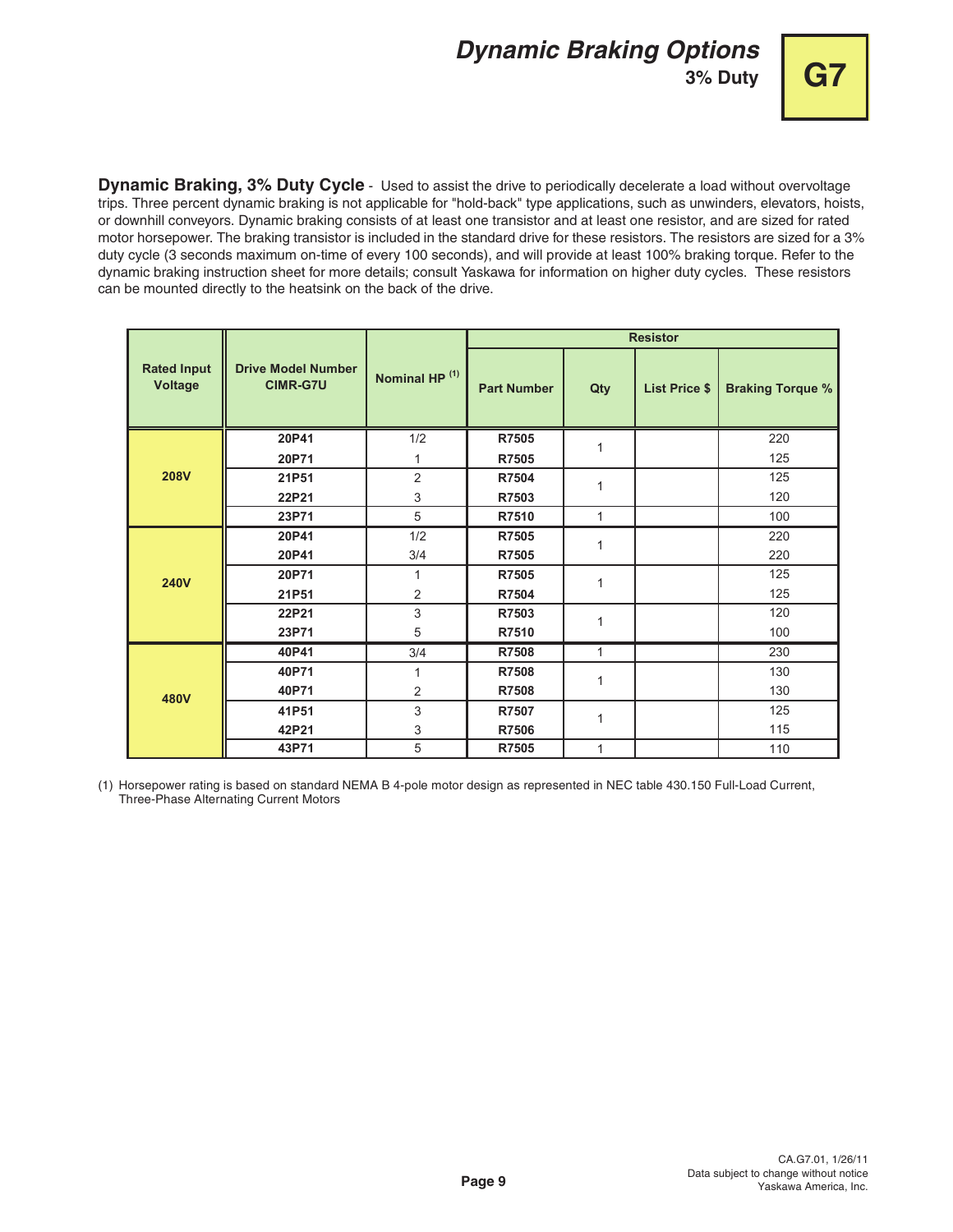# Dynamic Braking Options

## 3% Duty

**G7**

**Dynamic Braking, 3% Duty Cycle** - Used to assist the drive to periodically decelerate a load without overvoltage trips. Three percent dynamic braking is not applicable for "hold-back" type applications, such as unwinders, elevators, hoists, or downhill conveyors. Dynamic braking consists of at least one transistor and at least one resistor, and are sized for rated motor horsepower. The braking transistor is included in the standard drive for these resistors. The resistors are sized for a 3% duty cycle (3 seconds maximum on-time of every 100 seconds), and will provide at least 100% braking torque. Refer to the dynamic braking instruction sheet for more details; consult Yaskawa for information on higher duty cycles. These resistors can be mounted directly to the heatsink on the back of the drive.

| Rated Input Voltage | Drive Model Number CIMR-G7U | Nominal HP [1] | Resistor | | | |
|---|---|---|---|---|---|---|
| | | | Part Number | Qty | List Price $ | Braking Torque % |
| 208V | 20P41 | 1/2 | R7505 | 1 | | 220 |
| | 20P71 | 1 | R7505 | | | 125 |
| | 21P51 | 2 | R7504 | 1 | | 125 |
| | 22P21 | 3 | R7503 | | | 120 |
| | 23P71 | 5 | R7510 | 1 | | 100 |
| 240V | 20P41 | 1/2 | R7505 | 1 | | 220 |
| | 20P41 | 3/4 | R7505 | | | 220 |
| | 20P71 | 1 | R7505 | 1 | | 125 |
| | 21P51 | 2 | R7504 | | | 125 |
| | 22P21 | 3 | R7503 | 1 | | 120 |
| | 23P71 | 5 | R7510 | | | 100 |
| 480V | 40P41 | 3/4 | R7508 | 1 | | 230 |
| | 40P71 | 1 | R7508 | 1 | | 130 |
| | 40P71 | 2 | R7508 | | | 130 |
| | 41P51 | 3 | R7507 | 1 | | 125 |
| | 42P21 | 3 | R7506 | | | 115 |
| | 43P71 | 5 | R7505 | 1 | | 110 |

(1) Horsepower rating is based on standard NEMA B 4-pole motor design as represented in NEC table 430.150 Full-Load Current, Three-Phase Alternating Current Motors

CA.G7.01, 1/26/11
Data subject to change without notice
Yaskawa America, Inc.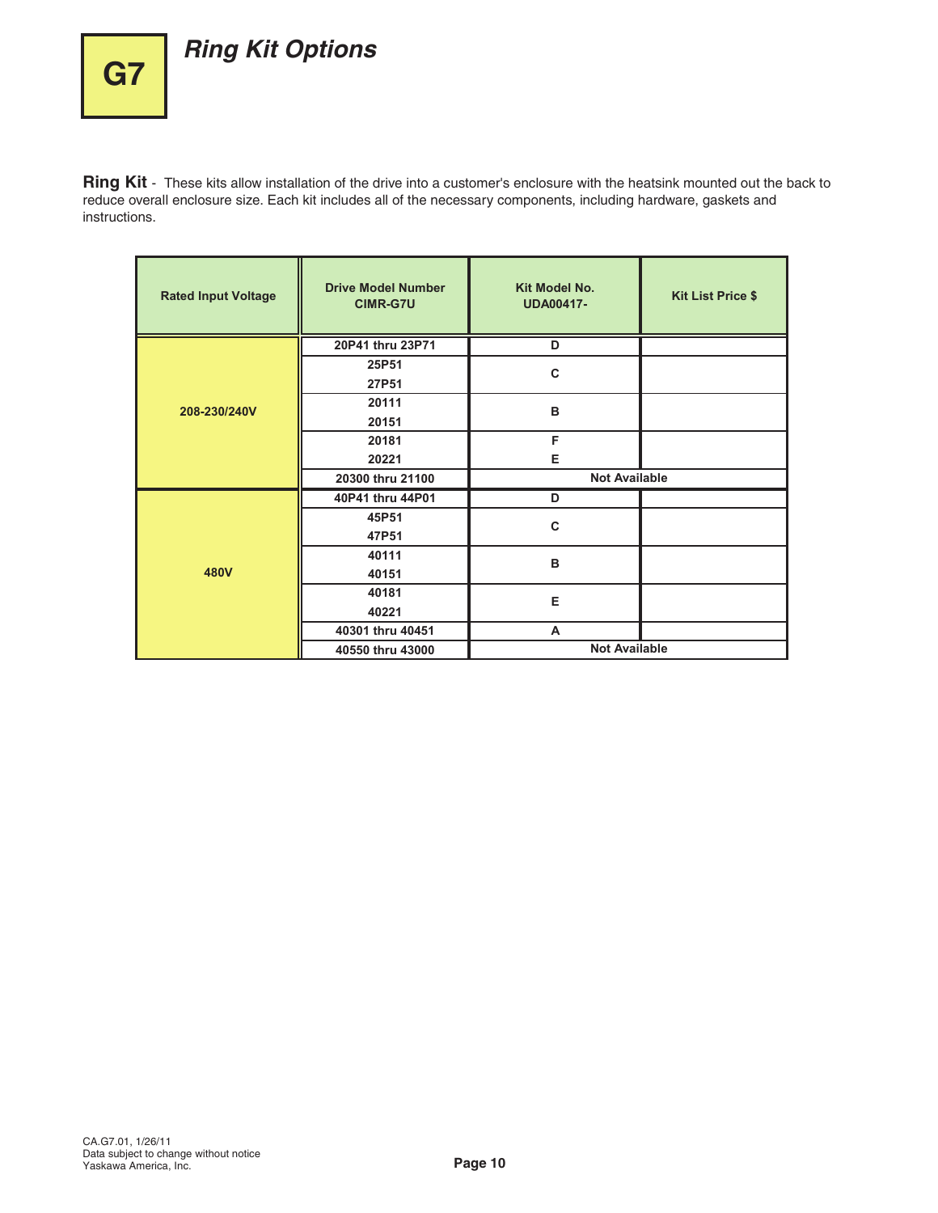# G7

## Ring Kit Options

**Ring Kit** - These kits allow installation of the drive into a customer's enclosure with the heatsink mounted out the back to reduce overall enclosure size. Each kit includes all of the necessary components, including hardware, gaskets and instructions.

| Rated Input Voltage | Drive Model Number CIMR-G7U | Kit Model No. UDA00417- | Kit List Price $ |
|---|---|---|---|
| 208-230/240V | 20P41 thru 23P71 | D | |
| | 25P51 | C | |
| | 27P51 | | |
| | 20111 | B | |
| | 20151 | | |
| | 20181 | F | |
| | 20221 | E | |
| | 20300 thru 21100 | Not Available | |
| 480V | 40P41 thru 44P01 | D | |
| | 45P51 | C | |
| | 47P51 | | |
| | 40111 | B | |
| | 40151 | | |
| | 40181 | E | |
| | 40221 | | |
| | 40301 thru 40451 | A | |
| | 40550 thru 43000 | Not Available | |

CA.G7.01, 1/26/11
Data subject to change without notice
Yaskawa America, Inc.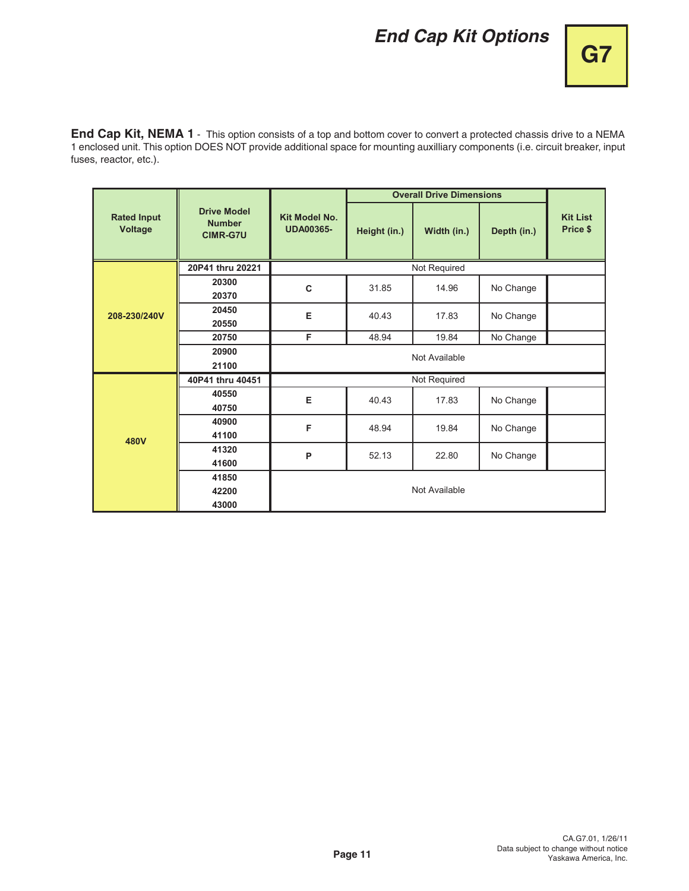# End Cap Kit Options

**G7**

**End Cap Kit, NEMA 1** - This option consists of a top and bottom cover to convert a protected chassis drive to a NEMA 1 enclosed unit. This option DOES NOT provide additional space for mounting auxilliary components (i.e. circuit breaker, input fuses, reactor, etc.).

| Rated Input Voltage | Drive Model Number CIMR-G7U | Kit Model No. UDA00365- | Overall Drive Dimensions | | | Kit List Price $ |
|---|---|---|---|---|---|---|
| | | | Height (in.) | Width (in.) | Depth (in.) | |
| 208-230/240V | 20P41 thru 20221 | Not Required | | | | |
| | 20300<br>20370 | C | 31.85 | 14.96 | No Change | |
| | 20450<br>20550 | E | 40.43 | 17.83 | No Change | |
| | 20750 | F | 48.94 | 19.84 | No Change | |
| | 20900<br>21100 | Not Available | | | | |
| 480V | 40P41 thru 40451 | Not Required | | | | |
| | 40550<br>40750 | E | 40.43 | 17.83 | No Change | |
| | 40900<br>41100 | F | 48.94 | 19.84 | No Change | |
| | 41320<br>41600 | P | 52.13 | 22.80 | No Change | |
| | 41850<br>42200<br>43000 | Not Available | | | | |

CA.G7.01, 1/26/11
Data subject to change without notice
Yaskawa America, Inc.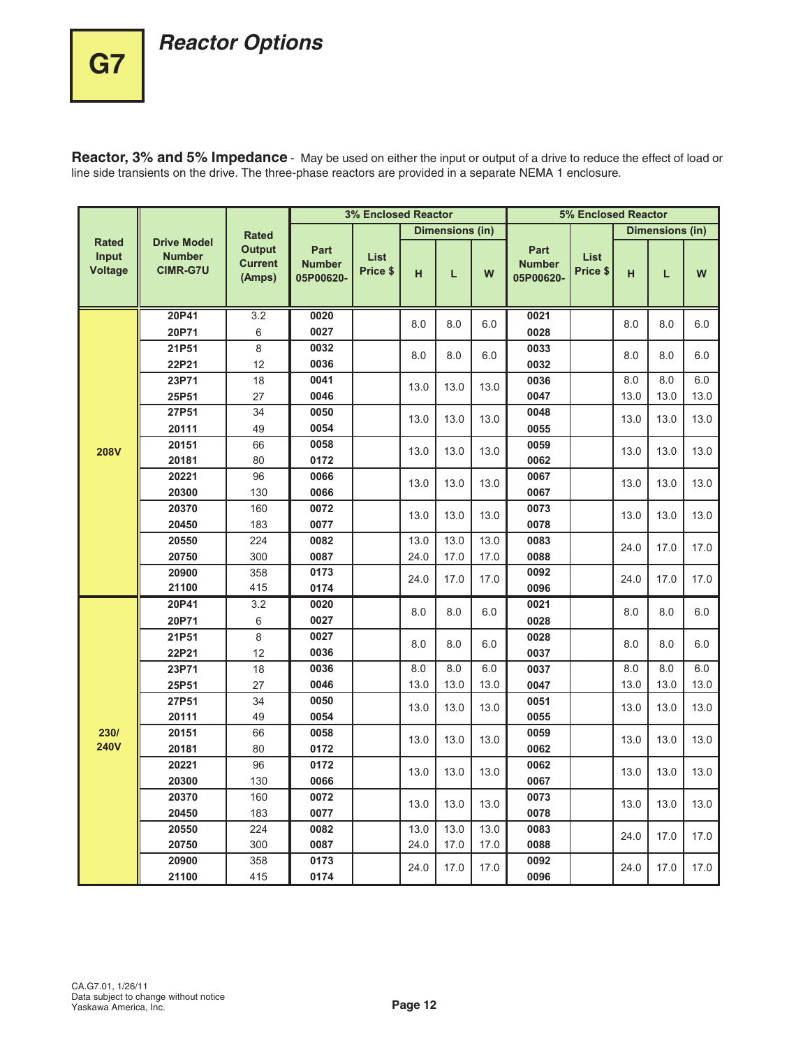# G7

## Reactor Options

**Reactor, 3% and 5% Impedance** - May be used on either the input or output of a drive to reduce the effect of load or line side transients on the drive. The three-phase reactors are provided in a separate NEMA 1 enclosure.

| Rated Input Voltage | Drive Model Number CIMR-G7U | Rated Output Current (Amps) | 3% Enclosed Reactor | | | | | 5% Enclosed Reactor | | | | |
|---|---|---|---|---|---|---|---|---|---|---|---|---|
| | | | Part Number 05P00620- | List Price $ | Dimensions (in) | | | Part Number 05P00620- | List Price $ | Dimensions (in) | | |
| | | | | | H | L | W | | | H | L | W |
| 208V | 20P41 | 3.2 | 0020 | | 8.0 | 8.0 | 6.0 | 0021 | | 8.0 | 8.0 | 6.0 |
| | 20P71 | 6 | 0027 | | | | | 0028 | | | | |
| | 21P51 | 8 | 0032 | | 8.0 | 8.0 | 6.0 | 0033 | | 8.0 | 8.0 | 6.0 |
| | 22P21 | 12 | 0036 | | | | | 0032 | | | | |
| | 23P71 | 18 | 0041 | | 13.0 | 13.0 | 13.0 | 0036 | | 8.0 | 8.0 | 6.0 |
| | 25P51 | 27 | 0046 | | | | | 0047 | | 13.0 | 13.0 | 13.0 |
| | 27P51 | 34 | 0050 | | 13.0 | 13.0 | 13.0 | 0048 | | 13.0 | 13.0 | 13.0 |
| | 20111 | 49 | 0054 | | | | | 0055 | | | | |
| | 20151 | 66 | 0058 | | 13.0 | 13.0 | 13.0 | 0059 | | 13.0 | 13.0 | 13.0 |
| | 20181 | 80 | 0172 | | | | | 0062 | | | | |
| | 20221 | 96 | 0066 | | 13.0 | 13.0 | 13.0 | 0067 | | 13.0 | 13.0 | 13.0 |
| | 20300 | 130 | 0066 | | | | | 0067 | | | | |
| | 20370 | 160 | 0072 | | 13.0 | 13.0 | 13.0 | 0073 | | 13.0 | 13.0 | 13.0 |
| | 20450 | 183 | 0077 | | | | | 0078 | | | | |
| | 20550 | 224 | 0082 | | 13.0 | 13.0 | 13.0 | 0083 | | 24.0 | 17.0 | 17.0 |
| | 20750 | 300 | 0087 | | 24.0 | 17.0 | 17.0 | 0088 | | | | |
| | 20900 | 358 | 0173 | | 24.0 | 17.0 | 17.0 | 0092 | | 24.0 | 17.0 | 17.0 |
| | 21100 | 415 | 0174 | | | | | 0096 | | | | |
| 230/240V | 20P41 | 3.2 | 0020 | | 8.0 | 8.0 | 6.0 | 0021 | | 8.0 | 8.0 | 6.0 |
| | 20P71 | 6 | 0027 | | | | | 0028 | | | | |
| | 21P51 | 8 | 0027 | | 8.0 | 8.0 | 6.0 | 0028 | | 8.0 | 8.0 | 6.0 |
| | 22P21 | 12 | 0036 | | | | | 0037 | | | | |
| | 23P71 | 18 | 0036 | | 8.0 | 8.0 | 6.0 | 0037 | | 8.0 | 8.0 | 6.0 |
| | 25P51 | 27 | 0046 | | 13.0 | 13.0 | 13.0 | 0047 | | 13.0 | 13.0 | 13.0 |
| | 27P51 | 34 | 0050 | | 13.0 | 13.0 | 13.0 | 0051 | | 13.0 | 13.0 | 13.0 |
| | 20111 | 49 | 0054 | | | | | 0055 | | | | |
| | 20151 | 66 | 0058 | | 13.0 | 13.0 | 13.0 | 0059 | | 13.0 | 13.0 | 13.0 |
| | 20181 | 80 | 0172 | | | | | 0062 | | | | |
| | 20221 | 96 | 0172 | | 13.0 | 13.0 | 13.0 | 0062 | | 13.0 | 13.0 | 13.0 |
| | 20300 | 130 | 0066 | | | | | 0067 | | | | |
| | 20370 | 160 | 0072 | | 13.0 | 13.0 | 13.0 | 0073 | | 13.0 | 13.0 | 13.0 |
| | 20450 | 183 | 0077 | | | | | 0078 | | | | |
| | 20550 | 224 | 0082 | | 13.0 | 13.0 | 13.0 | 0083 | | 24.0 | 17.0 | 17.0 |
| | 20750 | 300 | 0087 | | 24.0 | 17.0 | 17.0 | 0088 | | | | |
| | 20900 | 358 | 0173 | | 24.0 | 17.0 | 17.0 | 0092 | | 24.0 | 17.0 | 17.0 |
| | 21100 | 415 | 0174 | | | | | 0096 | | | | |

CA.G7.01, 1/26/11
Data subject to change without notice
Yaskawa America, Inc.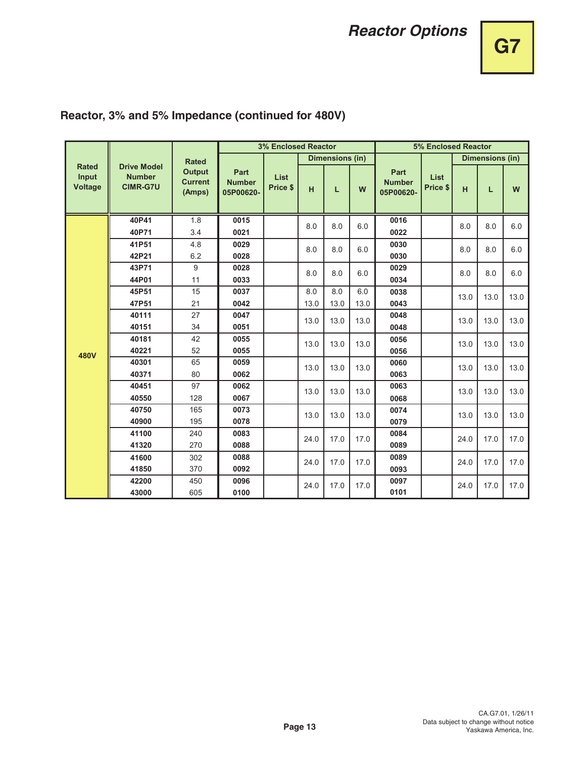## Reactor, 3% and 5% Impedance (continued for 480V)

| Rated Input Voltage | Drive Model Number CIMR-G7U | Rated Output Current (Amps) | 3% Enclosed Reactor | | | | | 5% Enclosed Reactor | | | | |
|---|---|---|---|---|---|---|---|---|---|---|---|---|
| | | | Part Number 05P00620- | List Price $ | Dimensions (in) | | | Part Number 05P00620- | List Price $ | Dimensions (in) | | |
| | | | | | H | L | W | | | H | L | W |
| 480V | 40P41 | 1.8 | 0015 | | 8.0 | 8.0 | 6.0 | 0016 | | 8.0 | 8.0 | 6.0 |
| | 40P71 | 3.4 | 0021 | | | | | 0022 | | | | |
| | 41P51 | 4.8 | 0029 | | 8.0 | 8.0 | 6.0 | 0030 | | 8.0 | 8.0 | 6.0 |
| | 42P21 | 6.2 | 0028 | | | | | 0030 | | | | |
| | 43P71 | 9 | 0028 | | 8.0 | 8.0 | 6.0 | 0029 | | 8.0 | 8.0 | 6.0 |
| | 44P01 | 11 | 0033 | | | | | 0034 | | | | |
| | 45P51 | 15 | 0037 | | 8.0 | 8.0 | 6.0 | 0038 | | 13.0 | 13.0 | 13.0 |
| | 47P51 | 21 | 0042 | | 13.0 | 13.0 | 13.0 | 0043 | | | | |
| | 40111 | 27 | 0047 | | 13.0 | 13.0 | 13.0 | 0048 | | 13.0 | 13.0 | 13.0 |
| | 40151 | 34 | 0051 | | | | | 0048 | | | | |
| | 40181 | 42 | 0055 | | 13.0 | 13.0 | 13.0 | 0056 | | 13.0 | 13.0 | 13.0 |
| | 40221 | 52 | 0055 | | | | | 0056 | | | | |
| | 40301 | 65 | 0059 | | 13.0 | 13.0 | 13.0 | 0060 | | 13.0 | 13.0 | 13.0 |
| | 40371 | 80 | 0062 | | | | | 0063 | | | | |
| | 40451 | 97 | 0062 | | 13.0 | 13.0 | 13.0 | 0063 | | 13.0 | 13.0 | 13.0 |
| | 40550 | 128 | 0067 | | | | | 0068 | | | | |
| | 40750 | 165 | 0073 | | 13.0 | 13.0 | 13.0 | 0074 | | 13.0 | 13.0 | 13.0 |
| | 40900 | 195 | 0078 | | | | | 0079 | | | | |
| | 41100 | 240 | 0083 | | 24.0 | 17.0 | 17.0 | 0084 | | 24.0 | 17.0 | 17.0 |
| | 41320 | 270 | 0088 | | | | | 0089 | | | | |
| | 41600 | 302 | 0088 | | 24.0 | 17.0 | 17.0 | 0089 | | 24.0 | 17.0 | 17.0 |
| | 41850 | 370 | 0092 | | | | | 0093 | | | | |
| | 42200 | 450 | 0096 | | 24.0 | 17.0 | 17.0 | 0097 | | 24.0 | 17.0 | 17.0 |
| | 43000 | 605 | 0100 | | | | | 0101 | | | | |

CA.G7.01, 1/26/11
Data subject to change without notice
Yaskawa America, Inc.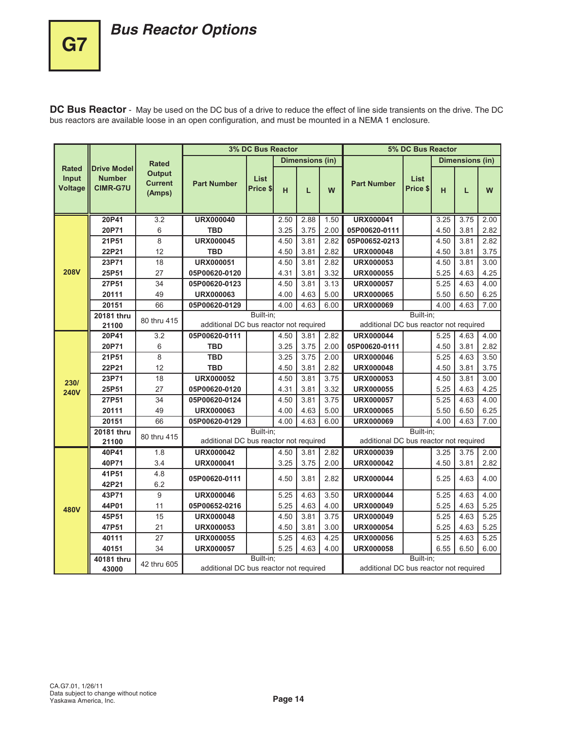G7

# Bus Reactor Options

**DC Bus Reactor** - May be used on the DC bus of a drive to reduce the effect of line side transients on the drive. The DC bus reactors are available loose in an open configuration, and must be mounted in a NEMA 1 enclosure.

| Rated Input Voltage | Drive Model Number CIMR-G7U | Rated Output Current (Amps) | 3% DC Bus Reactor | | | | | 5% DC Bus Reactor | | | | |
|---|---|---|---|---|---|---|---|---|---|---|---|---|
| | | | Part Number | List Price $ | Dimensions (in) | | | Part Number | List Price $ | Dimensions (in) | | |
| | | | | | H | L | W | | | H | L | W |
| 208V | 20P41 | 3.2 | URX000040 | | 2.50 | 2.88 | 1.50 | URX000041 | | 3.25 | 3.75 | 2.00 |
| | 20P71 | 6 | TBD | | 3.25 | 3.75 | 2.00 | 05P00620-0111 | | 4.50 | 3.81 | 2.82 |
| | 21P51 | 8 | URX000045 | | 4.50 | 3.81 | 2.82 | 05P00652-0213 | | 4.50 | 3.81 | 2.82 |
| | 22P21 | 12 | TBD | | 4.50 | 3.81 | 2.82 | URX000048 | | 4.50 | 3.81 | 3.75 |
| | 23P71 | 18 | URX000051 | | 4.50 | 3.81 | 2.82 | URX000053 | | 4.50 | 3.81 | 3.00 |
| | 25P51 | 27 | 05P00620-0120 | | 4.31 | 3.81 | 3.32 | URX000055 | | 5.25 | 4.63 | 4.25 |
| | 27P51 | 34 | 05P00620-0123 | | 4.50 | 3.81 | 3.13 | URX000057 | | 5.25 | 4.63 | 4.00 |
| | 20111 | 49 | URX000063 | | 4.00 | 4.63 | 5.00 | URX000065 | | 5.50 | 6.50 | 6.25 |
| | 20151 | 66 | 05P00620-0129 | | 4.00 | 4.63 | 6.00 | URX000069 | | 4.00 | 4.63 | 7.00 |
| | 20181 thru 21100 | 80 thru 415 | Built-in; additional DC bus reactor not required | | | | | Built-in; additional DC bus reactor not required | | | | |
| 230/ 240V | 20P41 | 3.2 | 05P00620-0111 | | 4.50 | 3.81 | 2.82 | URX000044 | | 5.25 | 4.63 | 4.00 |
| | 20P71 | 6 | TBD | | 3.25 | 3.75 | 2.00 | 05P00620-0111 | | 4.50 | 3.81 | 2.82 |
| | 21P51 | 8 | TBD | | 3.25 | 3.75 | 2.00 | URX000046 | | 5.25 | 4.63 | 3.50 |
| | 22P21 | 12 | TBD | | 4.50 | 3.81 | 2.82 | URX000048 | | 4.50 | 3.81 | 3.75 |
| | 23P71 | 18 | URX000052 | | 4.50 | 3.81 | 3.75 | URX000053 | | 4.50 | 3.81 | 3.00 |
| | 25P51 | 27 | 05P00620-0120 | | 4.31 | 3.81 | 3.32 | URX000055 | | 5.25 | 4.63 | 4.25 |
| | 27P51 | 34 | 05P00620-0124 | | 4.50 | 3.81 | 3.75 | URX000057 | | 5.25 | 4.63 | 4.00 |
| | 20111 | 49 | URX000063 | | 4.00 | 4.63 | 5.00 | URX000065 | | 5.50 | 6.50 | 6.25 |
| | 20151 | 66 | 05P00620-0129 | | 4.00 | 4.63 | 6.00 | URX000069 | | 4.00 | 4.63 | 7.00 |
| | 20181 thru 21100 | 80 thru 415 | Built-in; additional DC bus reactor not required | | | | | Built-in; additional DC bus reactor not required | | | | |
| 480V | 40P41 | 1.8 | URX000042 | | 4.50 | 3.81 | 2.82 | URX000039 | | 3.25 | 3.75 | 2.00 |
| | 40P71 | 3.4 | URX000041 | | 3.25 | 3.75 | 2.00 | URX000042 | | 4.50 | 3.81 | 2.82 |
| | 41P51 | 4.8 | 05P00620-0111 | | 4.50 | 3.81 | 2.82 | URX000044 | | 5.25 | 4.63 | 4.00 |
| | 42P21 | 6.2 | | | | | | | | | | |
| | 43P71 | 9 | URX000046 | | 5.25 | 4.63 | 3.50 | URX000044 | | 5.25 | 4.63 | 4.00 |
| | 44P01 | 11 | 05P00652-0216 | | 5.25 | 4.63 | 4.00 | URX000049 | | 5.25 | 4.63 | 5.25 |
| | 45P51 | 15 | URX000048 | | 4.50 | 3.81 | 3.75 | URX000049 | | 5.25 | 4.63 | 5.25 |
| | 47P51 | 21 | URX000053 | | 4.50 | 3.81 | 3.00 | URX000054 | | 5.25 | 4.63 | 5.25 |
| | 40111 | 27 | URX000055 | | 5.25 | 4.63 | 4.25 | URX000056 | | 5.25 | 4.63 | 5.25 |
| | 40151 | 34 | URX000057 | | 5.25 | 4.63 | 4.00 | URX000058 | | 6.55 | 6.50 | 6.00 |
| | 40181 thru 43000 | 42 thru 605 | Built-in; additional DC bus reactor not required | | | | | Built-in; additional DC bus reactor not required | | | | |

CA.G7.01, 1/26/11
Data subject to change without notice
Yaskawa America, Inc.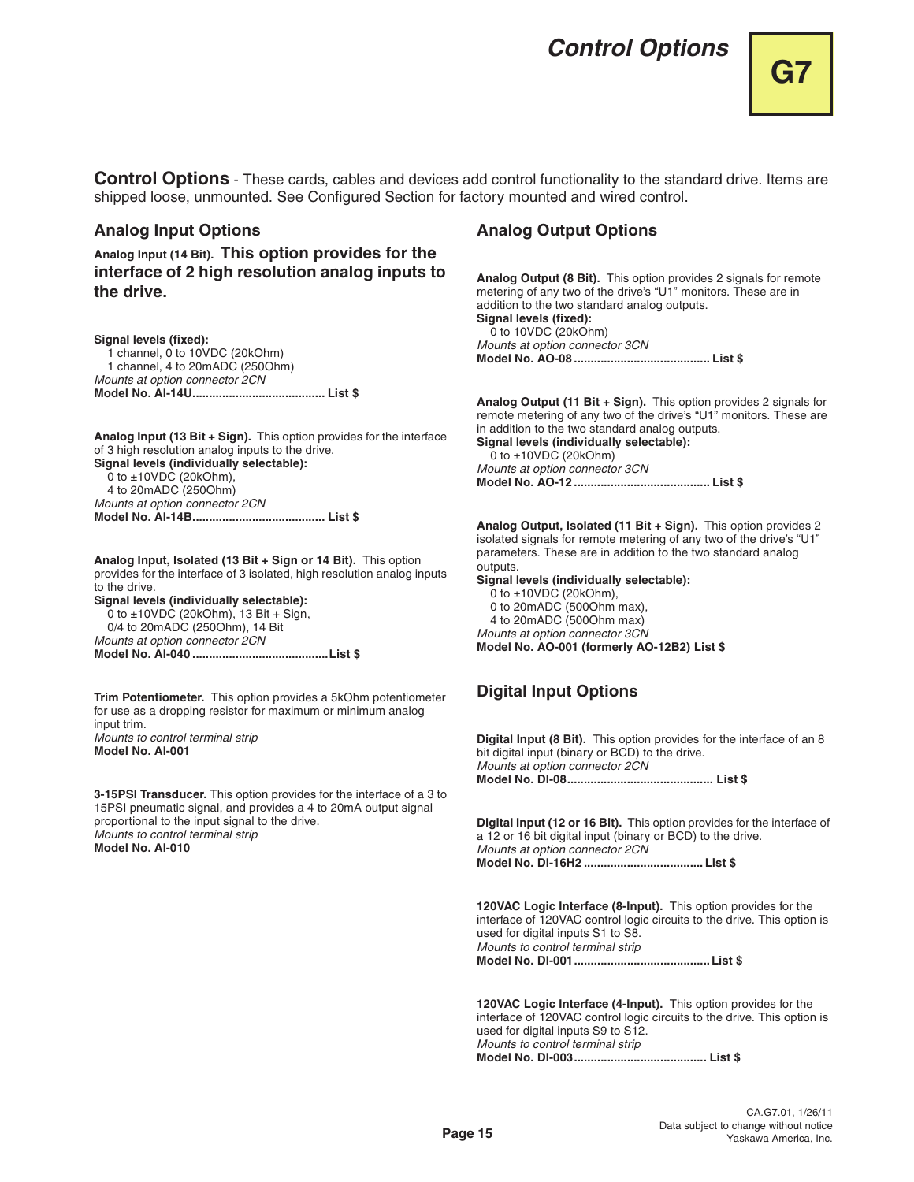# Control Options

**Control Options** - These cards, cables and devices add control functionality to the standard drive. Items are shipped loose, unmounted. See Configured Section for factory mounted and wired control.

## Analog Input Options

**Analog Input (14 Bit). This option provides for the interface of 2 high resolution analog inputs to the drive.**

**Signal levels (fixed):**
1 channel, 0 to 10VDC (20kOhm)
1 channel, 4 to 20mADC (250Ohm)
*Mounts at option connector 2CN*
**Model No. AI-14U....................................... List $**

**Analog Input (13 Bit + Sign).** This option provides for the interface of 3 high resolution analog inputs to the drive.
**Signal levels (individually selectable):**
0 to ±10VDC (20kOhm),
4 to 20mADC (250Ohm)
*Mounts at option connector 2CN*
**Model No. AI-14B....................................... List $**

**Analog Input, Isolated (13 Bit + Sign or 14 Bit).** This option provides for the interface of 3 isolated, high resolution analog inputs to the drive.
**Signal levels (individually selectable):**
0 to ±10VDC (20kOhm), 13 Bit + Sign,
0/4 to 20mADC (250Ohm), 14 Bit
*Mounts at option connector 2CN*
**Model No. AI-040 ........................................List $**

**Trim Potentiometer.** This option provides a 5kOhm potentiometer for use as a dropping resistor for maximum or minimum analog input trim.
*Mounts to control terminal strip*
**Model No. AI-001**

**3-15PSI Transducer.** This option provides for the interface of a 3 to 15PSI pneumatic signal, and provides a 4 to 20mA output signal proportional to the input signal to the drive.
*Mounts to control terminal strip*
**Model No. AI-010**

## Analog Output Options

**Analog Output (8 Bit).** This option provides 2 signals for remote metering of any two of the drive's "U1" monitors. These are in addition to the two standard analog outputs.
**Signal levels (fixed):**
0 to 10VDC (20kOhm)
*Mounts at option connector 3CN*
**Model No. AO-08 ........................................ List $**

**Analog Output (11 Bit + Sign).** This option provides 2 signals for remote metering of any two of the drive's "U1" monitors. These are in addition to the two standard analog outputs.
**Signal levels (individually selectable):**
0 to ±10VDC (20kOhm)
*Mounts at option connector 3CN*
**Model No. AO-12 ........................................ List $**

**Analog Output, Isolated (11 Bit + Sign).** This option provides 2 isolated signals for remote metering of any two of the drive's "U1" parameters. These are in addition to the two standard analog outputs.
**Signal levels (individually selectable):**
0 to ±10VDC (20kOhm),
0 to 20mADC (500Ohm max),
4 to 20mADC (500Ohm max)
*Mounts at option connector 3CN*
**Model No. AO-001 (formerly AO-12B2) List $**

## Digital Input Options

**Digital Input (8 Bit).** This option provides for the interface of an 8 bit digital input (binary or BCD) to the drive.
*Mounts at option connector 2CN*
**Model No. DI-08........................................... List $**

**Digital Input (12 or 16 Bit).** This option provides for the interface of a 12 or 16 bit digital input (binary or BCD) to the drive.
*Mounts at option connector 2CN*
**Model No. DI-16H2 ................................... List $**

**120VAC Logic Interface (8-Input).** This option provides for the interface of 120VAC control logic circuits to the drive. This option is used for digital inputs S1 to S8.
*Mounts to control terminal strip*
**Model No. DI-001........................................List $**

**120VAC Logic Interface (4-Input).** This option provides for the interface of 120VAC control logic circuits to the drive. This option is used for digital inputs S9 to S12.
*Mounts to control terminal strip*
**Model No. DI-003....................................... List $**

CA.G7.01, 1/26/11
Data subject to change without notice
Yaskawa America, Inc.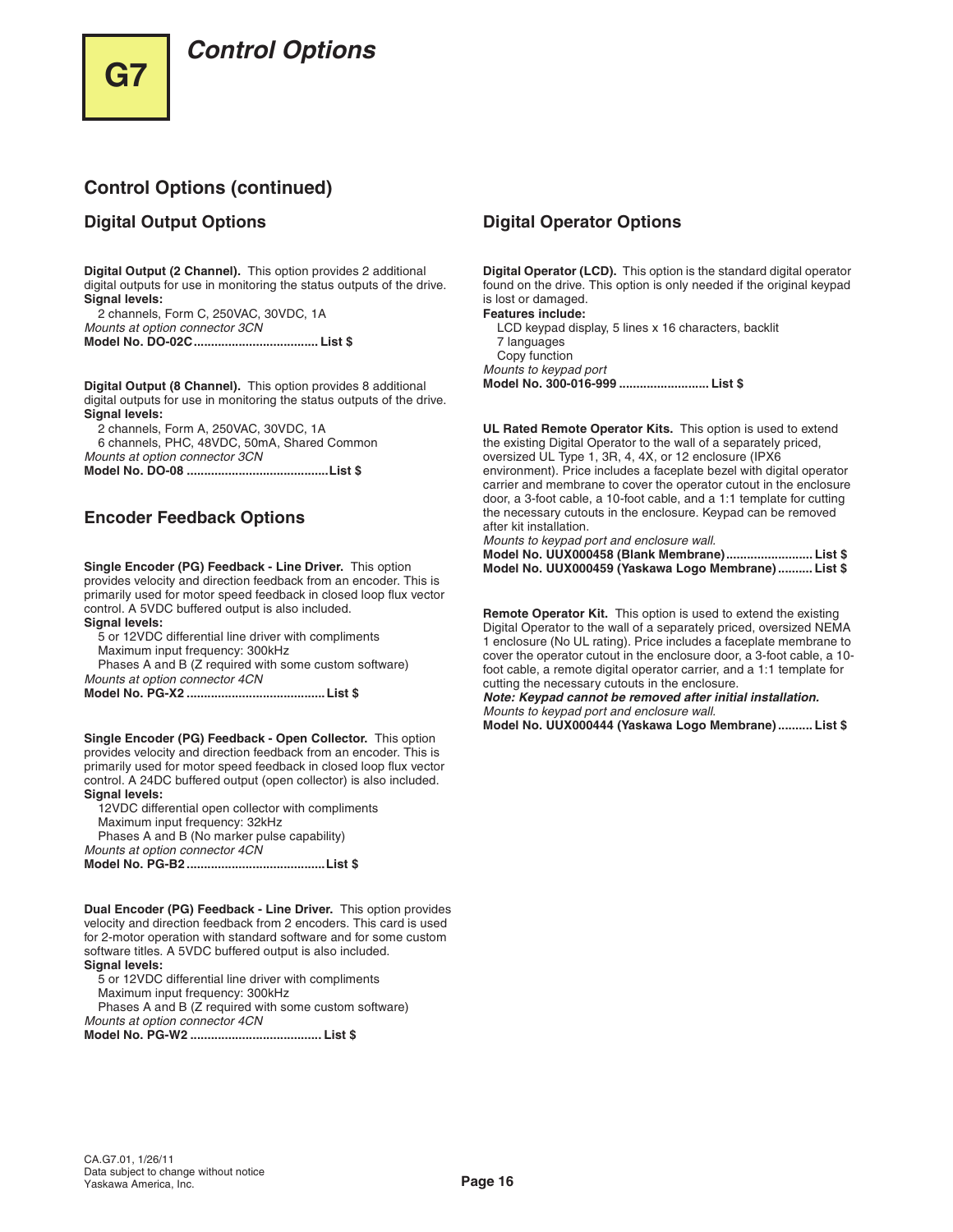# Control Options

## Control Options (continued)

### Digital Output Options

**Digital Output (2 Channel).** This option provides 2 additional digital outputs for use in monitoring the status outputs of the drive.
**Signal levels:**
2 channels, Form C, 250VAC, 30VDC, 1A
*Mounts at option connector 3CN*
**Model No. DO-02C.................................... List $**

**Digital Output (8 Channel).** This option provides 8 additional digital outputs for use in monitoring the status outputs of the drive.
**Signal levels:**
2 channels, Form A, 250VAC, 30VDC, 1A
6 channels, PHC, 48VDC, 50mA, Shared Common
*Mounts at option connector 3CN*
**Model No. DO-08 ........................................List $**

### Encoder Feedback Options

**Single Encoder (PG) Feedback - Line Driver.** This option provides velocity and direction feedback from an encoder. This is primarily used for motor speed feedback in closed loop flux vector control. A 5VDC buffered output is also included.
**Signal levels:**
5 or 12VDC differential line driver with compliments
Maximum input frequency: 300kHz
Phases A and B (Z required with some custom software)
*Mounts at option connector 4CN*
**Model No. PG-X2 ....................................... List $**

**Single Encoder (PG) Feedback - Open Collector.** This option provides velocity and direction feedback from an encoder. This is primarily used for motor speed feedback in closed loop flux vector control. A 24DC buffered output (open collector) is also included.
**Signal levels:**
12VDC differential open collector with compliments
Maximum input frequency: 32kHz
Phases A and B (No marker pulse capability)
*Mounts at option connector 4CN*
**Model No. PG-B2.......................................List $**

**Dual Encoder (PG) Feedback - Line Driver.** This option provides velocity and direction feedback from 2 encoders. This card is used for 2-motor operation with standard software and for some custom software titles. A 5VDC buffered output is also included.
**Signal levels:**
5 or 12VDC differential line driver with compliments
Maximum input frequency: 300kHz
Phases A and B (Z required with some custom software)
*Mounts at option connector 4CN*
**Model No. PG-W2 ..................................... List $**

### Digital Operator Options

**Digital Operator (LCD).** This option is the standard digital operator found on the drive. This option is only needed if the original keypad is lost or damaged.
**Features include:**
LCD keypad display, 5 lines x 16 characters, backlit
7 languages
Copy function
*Mounts to keypad port*
**Model No. 300-016-999 ......................... List $**

**UL Rated Remote Operator Kits.** This option is used to extend the existing Digital Operator to the wall of a separately priced, oversized UL Type 1, 3R, 4, 4X, or 12 enclosure (IPX6 environment). Price includes a faceplate bezel with digital operator carrier and membrane to cover the operator cutout in the enclosure door, a 3-foot cable, a 10-foot cable, and a 1:1 template for cutting the necessary cutouts in the enclosure. Keypad can be removed after kit installation.
*Mounts to keypad port and enclosure wall.*
**Model No. UUX000458 (Blank Membrane)......................... List $**
**Model No. UUX000459 (Yaskawa Logo Membrane).......... List $**

**Remote Operator Kit.** This option is used to extend the existing Digital Operator to the wall of a separately priced, oversized NEMA 1 enclosure (No UL rating). Price includes a faceplate membrane to cover the operator cutout in the enclosure door, a 3-foot cable, a 10-foot cable, a remote digital operator carrier, and a 1:1 template for cutting the necessary cutouts in the enclosure.
***Note: Keypad cannot be removed after initial installation.***
*Mounts to keypad port and enclosure wall.*
**Model No. UUX000444 (Yaskawa Logo Membrane).......... List $**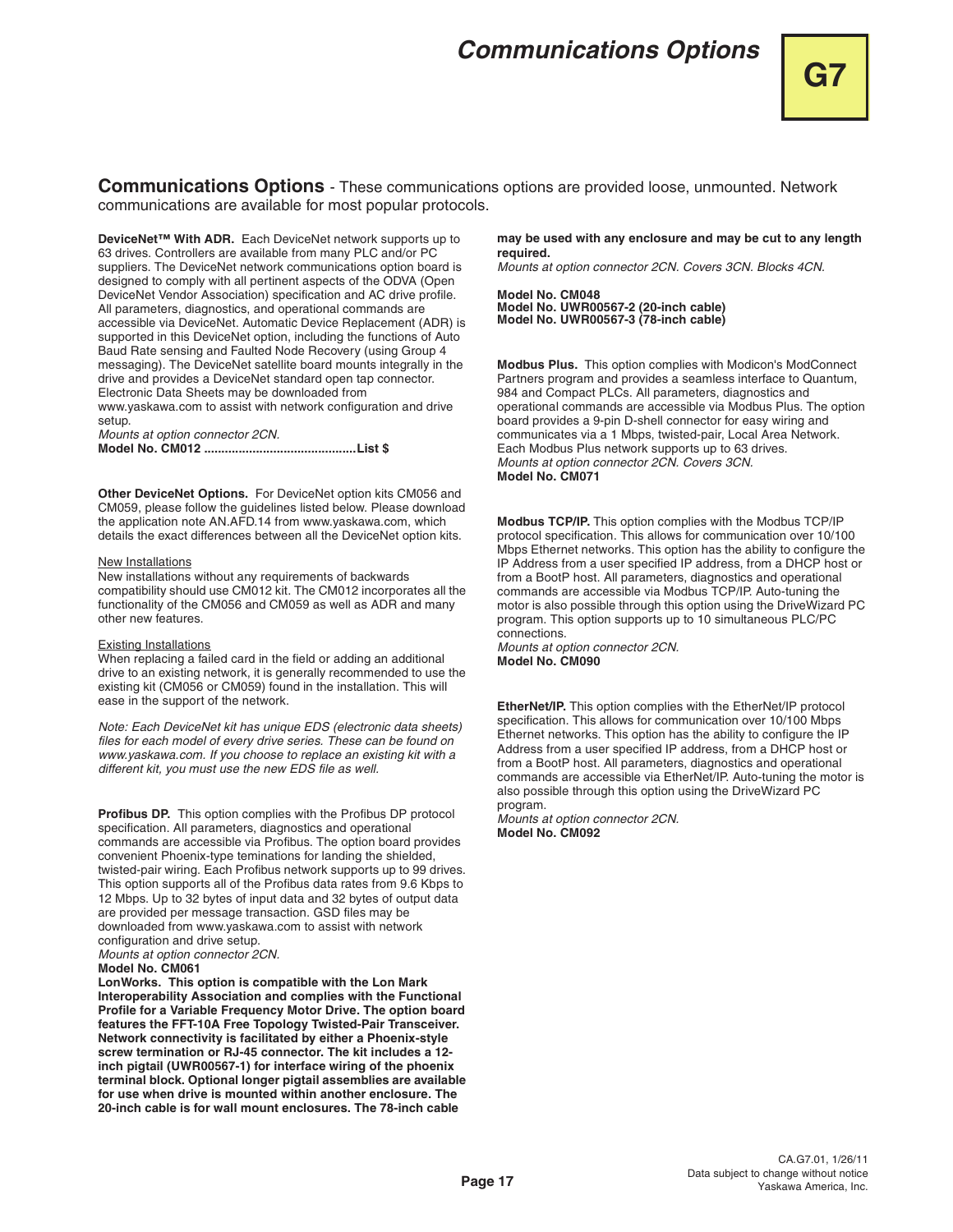## Communications Options

**Communications Options** - These communications options are provided loose, unmounted. Network communications are available for most popular protocols.

**DeviceNet™ With ADR.** Each DeviceNet network supports up to 63 drives. Controllers are available from many PLC and/or PC suppliers. The DeviceNet network communications option board is designed to comply with all pertinent aspects of the ODVA (Open DeviceNet Vendor Association) specification and AC drive profile. All parameters, diagnostics, and operational commands are accessible via DeviceNet. Automatic Device Replacement (ADR) is supported in this DeviceNet option, including the functions of Auto Baud Rate sensing and Faulted Node Recovery (using Group 4 messaging). The DeviceNet satellite board mounts integrally in the drive and provides a DeviceNet standard open tap connector. Electronic Data Sheets may be downloaded from www.yaskawa.com to assist with network configuration and drive setup.
*Mounts at option connector 2CN.*
**Model No. CM012 ...........................................List $**

**Other DeviceNet Options.** For DeviceNet option kits CM056 and CM059, please follow the guidelines listed below. Please download the application note AN.AFD.14 from www.yaskawa.com, which details the exact differences between all the DeviceNet option kits.

New Installations
New installations without any requirements of backwards compatibility should use CM012 kit. The CM012 incorporates all the functionality of the CM056 and CM059 as well as ADR and many other new features.

Existing Installations
When replacing a failed card in the field or adding an additional drive to an existing network, it is generally recommended to use the existing kit (CM056 or CM059) found in the installation. This will ease in the support of the network.

*Note: Each DeviceNet kit has unique EDS (electronic data sheets) files for each model of every drive series. These can be found on www.yaskawa.com. If you choose to replace an existing kit with a different kit, you must use the new EDS file as well.*

**Profibus DP.** This option complies with the Profibus DP protocol specification. All parameters, diagnostics and operational commands are accessible via Profibus. The option board provides convenient Phoenix-type teminations for landing the shielded, twisted-pair wiring. Each Profibus network supports up to 99 drives. This option supports all of the Profibus data rates from 9.6 Kbps to 12 Mbps. Up to 32 bytes of input data and 32 bytes of output data are provided per message transaction. GSD files may be downloaded from www.yaskawa.com to assist with network configuration and drive setup.
*Mounts at option connector 2CN.*
**Model No. CM061**

**LonWorks. This option is compatible with the Lon Mark Interoperability Association and complies with the Functional Profile for a Variable Frequency Motor Drive. The option board features the FFT-10A Free Topology Twisted-Pair Transceiver. Network connectivity is facilitated by either a Phoenix-style screw termination or RJ-45 connector. The kit includes a 12-inch pigtail (UWR00567-1) for interface wiring of the phoenix terminal block. Optional longer pigtail assemblies are available for use when drive is mounted within another enclosure. The 20-inch cable is for wall mount enclosures. The 78-inch cable may be used with any enclosure and may be cut to any length required.**
*Mounts at option connector 2CN. Covers 3CN. Blocks 4CN.*

**Model No. CM048**
**Model No. UWR00567-2 (20-inch cable)**
**Model No. UWR00567-3 (78-inch cable)**

**Modbus Plus.** This option complies with Modicon's ModConnect Partners program and provides a seamless interface to Quantum, 984 and Compact PLCs. All parameters, diagnostics and operational commands are accessible via Modbus Plus. The option board provides a 9-pin D-shell connector for easy wiring and communicates via a 1 Mbps, twisted-pair, Local Area Network. Each Modbus Plus network supports up to 63 drives.
*Mounts at option connector 2CN. Covers 3CN.*
**Model No. CM071**

**Modbus TCP/IP.** This option complies with the Modbus TCP/IP protocol specification. This allows for communication over 10/100 Mbps Ethernet networks. This option has the ability to configure the IP Address from a user specified IP address, from a DHCP host or from a BootP host. All parameters, diagnostics and operational commands are accessible via Modbus TCP/IP. Auto-tuning the motor is also possible through this option using the DriveWizard PC program. This option supports up to 10 simultaneous PLC/PC connections.
*Mounts at option connector 2CN.*
**Model No. CM090**

**EtherNet/IP.** This option complies with the EtherNet/IP protocol specification. This allows for communication over 10/100 Mbps Ethernet networks. This option has the ability to configure the IP Address from a user specified IP address, from a DHCP host or from a BootP host. All parameters, diagnostics and operational commands are accessible via EtherNet/IP. Auto-tuning the motor is also possible through this option using the DriveWizard PC program.
*Mounts at option connector 2CN.*
**Model No. CM092**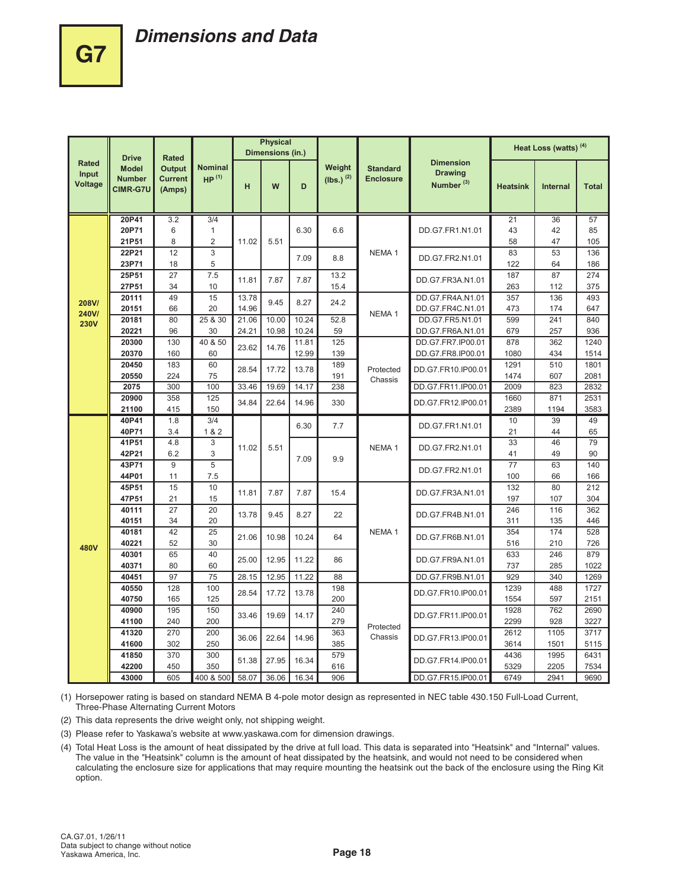# G7

## Dimensions and Data

| Rated Input Voltage | Drive Model Number CIMR-G7U | Rated Output Current (Amps) | Nominal HP (1) | Physical Dimensions (in.) | | | Weight (lbs.) (2) | Standard Enclosure | Dimension Drawing Number (3) | Heat Loss (watts) (4) | | |
|---|---|---|---|---|---|---|---|---|---|---|---|---|
| | | | | H | W | D | | | | Heatsink | Internal | Total |
| 208V/ 240V/ 230V | 20P41 | 3.2 | 3/4 | 11.02 | 5.51 | 6.30 | 6.6 | NEMA 1 | DD.G7.FR1.N1.01 | 21 | 36 | 57 |
| | 20P71 | 6 | 1 | 11.02 | 5.51 | 6.30 | 6.6 | NEMA 1 | DD.G7.FR1.N1.01 | 43 | 42 | 85 |
| | 21P51 | 8 | 2 | 11.02 | 5.51 | 6.30 | 6.6 | NEMA 1 | DD.G7.FR1.N1.01 | 58 | 47 | 105 |
| | 22P21 | 12 | 3 | 11.02 | 5.51 | 7.09 | 8.8 | NEMA 1 | DD.G7.FR2.N1.01 | 83 | 53 | 136 |
| | 23P71 | 18 | 5 | 11.02 | 5.51 | 7.09 | 8.8 | NEMA 1 | DD.G7.FR2.N1.01 | 122 | 64 | 186 |
| | 25P51 | 27 | 7.5 | 11.81 | 7.87 | 7.87 | 13.2 | NEMA 1 | DD.G7.FR3A.N1.01 | 187 | 87 | 274 |
| | 27P51 | 34 | 10 | 11.81 | 7.87 | 7.87 | 15.4 | NEMA 1 | DD.G7.FR3A.N1.01 | 263 | 112 | 375 |
| | 20111 | 49 | 15 | 13.78 | 9.45 | 8.27 | 24.2 | NEMA 1 | DD.G7.FR4A.N1.01 | 357 | 136 | 493 |
| | 20151 | 66 | 20 | 14.96 | 9.45 | 8.27 | 24.2 | NEMA 1 | DD.G7.FR4C.N1.01 | 473 | 174 | 647 |
| | 20181 | 80 | 25 & 30 | 21.06 | 10.00 | 10.24 | 52.8 | NEMA 1 | DD.G7.FR5.N1.01 | 599 | 241 | 840 |
| | 20221 | 96 | 30 | 24.21 | 10.98 | 10.24 | 59 | NEMA 1 | DD.G7.FR6A.N1.01 | 679 | 257 | 936 |
| | 20300 | 130 | 40 & 50 | 23.62 | 14.76 | 11.81 | 125 | Protected Chassis | DD.G7.FR7.IP00.01 | 878 | 362 | 1240 |
| | 20370 | 160 | 60 | 23.62 | 14.76 | 12.99 | 139 | Protected Chassis | DD.G7.FR8.IP00.01 | 1080 | 434 | 1514 |
| | 20450 | 183 | 60 | 28.54 | 17.72 | 13.78 | 189 | Protected Chassis | DD.G7.FR10.IP00.01 | 1291 | 510 | 1801 |
| | 20550 | 224 | 75 | 28.54 | 17.72 | 13.78 | 191 | Protected Chassis | DD.G7.FR10.IP00.01 | 1474 | 607 | 2081 |
| | 2075 | 300 | 100 | 33.46 | 19.69 | 14.17 | 238 | Protected Chassis | DD.G7.FR11.IP00.01 | 2009 | 823 | 2832 |
| | 20900 | 358 | 125 | 34.84 | 22.64 | 14.96 | 330 | Protected Chassis | DD.G7.FR12.IP00.01 | 1660 | 871 | 2531 |
| | 21100 | 415 | 150 | 34.84 | 22.64 | 14.96 | 330 | Protected Chassis | DD.G7.FR12.IP00.01 | 2389 | 1194 | 3583 |
| 480V | 40P41 | 1.8 | 3/4 | 11.02 | 5.51 | 6.30 | 7.7 | NEMA 1 | DD.G7.FR1.N1.01 | 10 | 39 | 49 |
| | 40P71 | 3.4 | 1 & 2 | 11.02 | 5.51 | 6.30 | 7.7 | NEMA 1 | DD.G7.FR1.N1.01 | 21 | 44 | 65 |
| | 41P51 | 4.8 | 3 | 11.02 | 5.51 | 7.09 | 9.9 | NEMA 1 | DD.G7.FR2.N1.01 | 33 | 46 | 79 |
| | 42P21 | 6.2 | 3 | 11.02 | 5.51 | 7.09 | 9.9 | NEMA 1 | DD.G7.FR2.N1.01 | 41 | 49 | 90 |
| | 43P71 | 9 | 5 | 11.02 | 5.51 | 7.09 | 9.9 | NEMA 1 | DD.G7.FR2.N1.01 | 77 | 63 | 140 |
| | 44P01 | 11 | 7.5 | 11.02 | 5.51 | 7.09 | 9.9 | NEMA 1 | DD.G7.FR2.N1.01 | 100 | 66 | 166 |
| | 45P51 | 15 | 10 | 11.81 | 7.87 | 7.87 | 15.4 | NEMA 1 | DD.G7.FR3A.N1.01 | 132 | 80 | 212 |
| | 47P51 | 21 | 15 | 11.81 | 7.87 | 7.87 | 15.4 | NEMA 1 | DD.G7.FR3A.N1.01 | 197 | 107 | 304 |
| | 40111 | 27 | 20 | 13.78 | 9.45 | 8.27 | 22 | NEMA 1 | DD.G7.FR4B.N1.01 | 246 | 116 | 362 |
| | 40151 | 34 | 20 | 13.78 | 9.45 | 8.27 | 22 | NEMA 1 | DD.G7.FR4B.N1.01 | 311 | 135 | 446 |
| | 40181 | 42 | 25 | 21.06 | 10.98 | 10.24 | 64 | NEMA 1 | DD.G7.FR6B.N1.01 | 354 | 174 | 528 |
| | 40221 | 52 | 30 | 21.06 | 10.98 | 10.24 | 64 | NEMA 1 | DD.G7.FR6B.N1.01 | 516 | 210 | 726 |
| | 40301 | 65 | 40 | 25.00 | 12.95 | 11.22 | 86 | NEMA 1 | DD.G7.FR9A.N1.01 | 633 | 246 | 879 |
| | 40371 | 80 | 60 | 25.00 | 12.95 | 11.22 | 86 | NEMA 1 | DD.G7.FR9A.N1.01 | 737 | 285 | 1022 |
| | 40451 | 97 | 75 | 28.15 | 12.95 | 11.22 | 88 | NEMA 1 | DD.G7.FR9B.N1.01 | 929 | 340 | 1269 |
| | 40550 | 128 | 100 | 28.54 | 17.72 | 13.78 | 198 | Protected Chassis | DD.G7.FR10.IP00.01 | 1239 | 488 | 1727 |
| | 40750 | 165 | 125 | 28.54 | 17.72 | 13.78 | 200 | Protected Chassis | DD.G7.FR10.IP00.01 | 1554 | 597 | 2151 |
| | 40900 | 195 | 150 | 33.46 | 19.69 | 14.17 | 240 | Protected Chassis | DD.G7.FR11.IP00.01 | 1928 | 762 | 2690 |
| | 41100 | 240 | 200 | 33.46 | 19.69 | 14.17 | 279 | Protected Chassis | DD.G7.FR11.IP00.01 | 2299 | 928 | 3227 |
| | 41320 | 270 | 200 | 36.06 | 22.64 | 14.96 | 363 | Protected Chassis | DD.G7.FR13.IP00.01 | 2612 | 1105 | 3717 |
| | 41600 | 302 | 250 | 36.06 | 22.64 | 14.96 | 385 | Protected Chassis | DD.G7.FR13.IP00.01 | 3614 | 1501 | 5115 |
| | 41850 | 370 | 300 | 51.38 | 27.95 | 16.34 | 579 | Protected Chassis | DD.G7.FR14.IP00.01 | 4436 | 1995 | 6431 |
| | 42200 | 450 | 350 | 51.38 | 27.95 | 16.34 | 616 | Protected Chassis | DD.G7.FR14.IP00.01 | 5329 | 2205 | 7534 |
| | 43000 | 605 | 400 & 500 | 58.07 | 36.06 | 16.34 | 906 | Protected Chassis | DD.G7.FR15.IP00.01 | 6749 | 2941 | 9690 |

(1) Horsepower rating is based on standard NEMA B 4-pole motor design as represented in NEC table 430.150 Full-Load Current, Three-Phase Alternating Current Motors

(2) This data represents the drive weight only, not shipping weight.

(3) Please refer to Yaskawa's website at www.yaskawa.com for dimension drawings.

(4) Total Heat Loss is the amount of heat dissipated by the drive at full load. This data is separated into "Heatsink" and "Internal" values. The value in the "Heatsink" column is the amount of heat dissipated by the heatsink, and would not need to be considered when calculating the enclosure size for applications that may require mounting the heatsink out the back of the enclosure using the Ring Kit option.

CA.G7.01, 1/26/11
Data subject to change without notice
Yaskawa America, Inc.